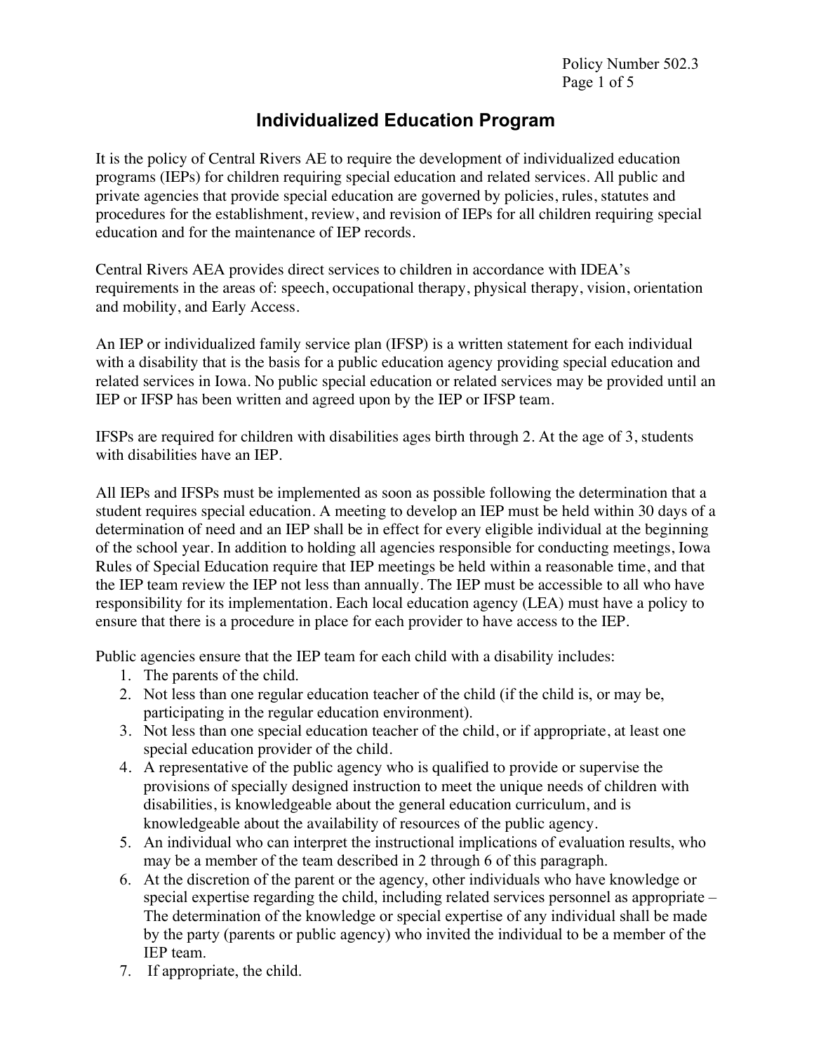Policy Number 502.3

# Individualized Education Program

It is the policy of Central Rivers AE to require the development of individualized education programs (IEPs) for children requiring special education and related services. All public and private agencies that provide special education are governed by policies, rules, statutes and procedures for the establishment, review, and revision of IEPs for all children requiring special education and for the maintenance of IEP records.

Central Rivers AEA provides direct services to children in accordance with IDEA's requirements in the areas of: speech, occupational therapy, physical therapy, vision, orientation and mobility, and Early Access.

An IEP or individualized family service plan (IFSP) is a written statement for each individual with a disability that is the basis for a public education agency providing special education and related services in Iowa. No public special education or related services may be provided until an IEP or IFSP has been written and agreed upon by the IEP or IFSP team.

IFSPs are required for children with disabilities ages birth through 2. At the age of 3, students with disabilities have an IEP.

All IEPs and IFSPs must be implemented as soon as possible following the determination that a student requires special education. A meeting to develop an IEP must be held within 30 days of a determination of need and an IEP shall be in effect for every eligible individual at the beginning of the school year. In addition to holding all agencies responsible for conducting meetings, Iowa Rules of Special Education require that IEP meetings be held within a reasonable time, and that the IEP team review the IEP not less than annually. The IEP must be accessible to all who have responsibility for its implementation. Each local education agency (LEA) must have a policy to ensure that there is a procedure in place for each provider to have access to the IEP.

Public agencies ensure that the IEP team for each child with a disability includes:

1. The parents of the child.
2. Not less than one regular education teacher of the child (if the child is, or may be, participating in the regular education environment).
3. Not less than one special education teacher of the child, or if appropriate, at least one special education provider of the child.
4. A representative of the public agency who is qualified to provide or supervise the provisions of specially designed instruction to meet the unique needs of children with disabilities, is knowledgeable about the general education curriculum, and is knowledgeable about the availability of resources of the public agency.
5. An individual who can interpret the instructional implications of evaluation results, who may be a member of the team described in 2 through 6 of this paragraph.
6. At the discretion of the parent or the agency, other individuals who have knowledge or special expertise regarding the child, including related services personnel as appropriate – The determination of the knowledge or special expertise of any individual shall be made by the party (parents or public agency) who invited the individual to be a member of the IEP team.
7. If appropriate, the child.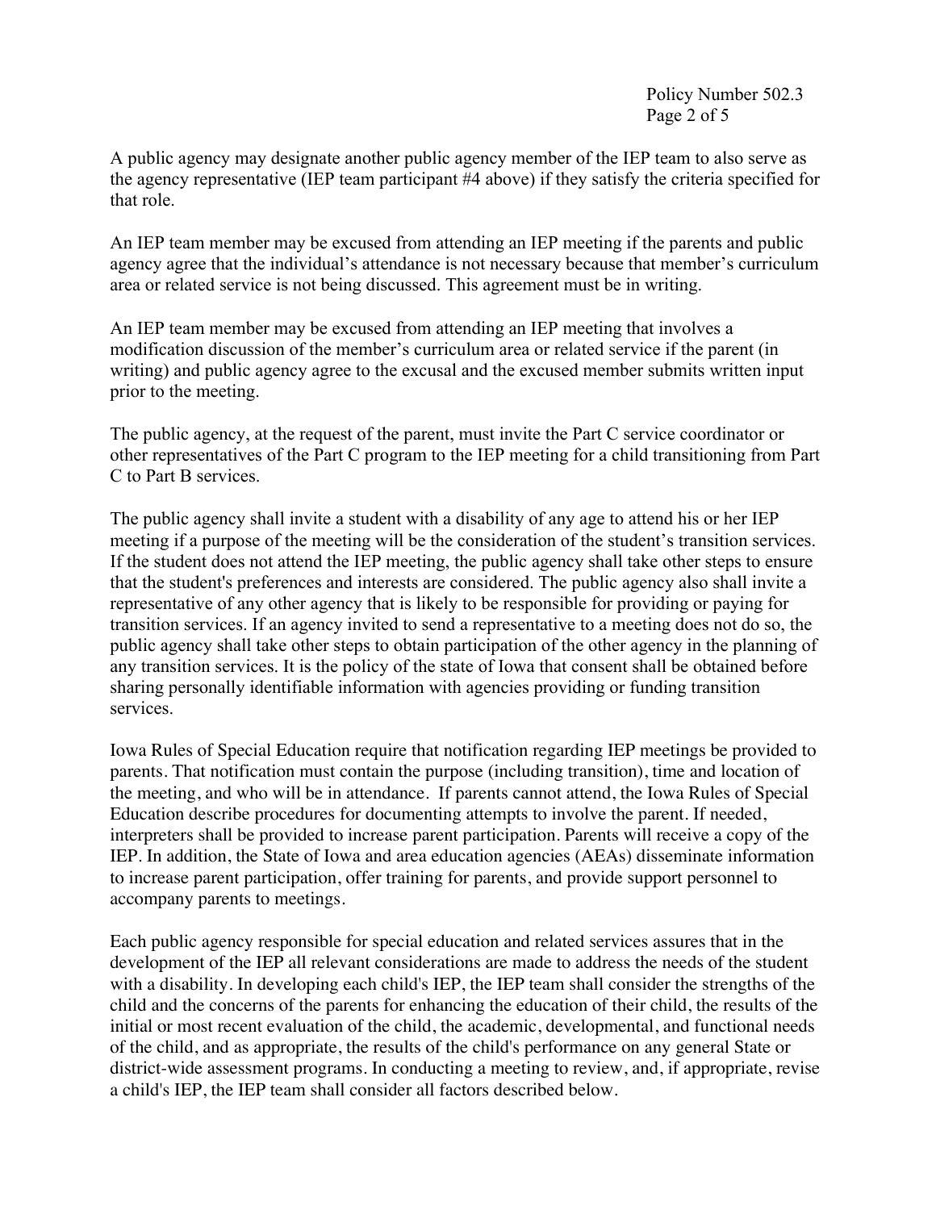A public agency may designate another public agency member of the IEP team to also serve as the agency representative (IEP team participant #4 above) if they satisfy the criteria specified for that role.

An IEP team member may be excused from attending an IEP meeting if the parents and public agency agree that the individual's attendance is not necessary because that member's curriculum area or related service is not being discussed. This agreement must be in writing.

An IEP team member may be excused from attending an IEP meeting that involves a modification discussion of the member's curriculum area or related service if the parent (in writing) and public agency agree to the excusal and the excused member submits written input prior to the meeting.

The public agency, at the request of the parent, must invite the Part C service coordinator or other representatives of the Part C program to the IEP meeting for a child transitioning from Part C to Part B services.

The public agency shall invite a student with a disability of any age to attend his or her IEP meeting if a purpose of the meeting will be the consideration of the student's transition services. If the student does not attend the IEP meeting, the public agency shall take other steps to ensure that the student's preferences and interests are considered. The public agency also shall invite a representative of any other agency that is likely to be responsible for providing or paying for transition services. If an agency invited to send a representative to a meeting does not do so, the public agency shall take other steps to obtain participation of the other agency in the planning of any transition services. It is the policy of the state of Iowa that consent shall be obtained before sharing personally identifiable information with agencies providing or funding transition services.

Iowa Rules of Special Education require that notification regarding IEP meetings be provided to parents. That notification must contain the purpose (including transition), time and location of the meeting, and who will be in attendance. If parents cannot attend, the Iowa Rules of Special Education describe procedures for documenting attempts to involve the parent. If needed, interpreters shall be provided to increase parent participation. Parents will receive a copy of the IEP. In addition, the State of Iowa and area education agencies (AEAs) disseminate information to increase parent participation, offer training for parents, and provide support personnel to accompany parents to meetings.

Each public agency responsible for special education and related services assures that in the development of the IEP all relevant considerations are made to address the needs of the student with a disability. In developing each child's IEP, the IEP team shall consider the strengths of the child and the concerns of the parents for enhancing the education of their child, the results of the initial or most recent evaluation of the child, the academic, developmental, and functional needs of the child, and as appropriate, the results of the child's performance on any general State or district-wide assessment programs. In conducting a meeting to review, and, if appropriate, revise a child's IEP, the IEP team shall consider all factors described below.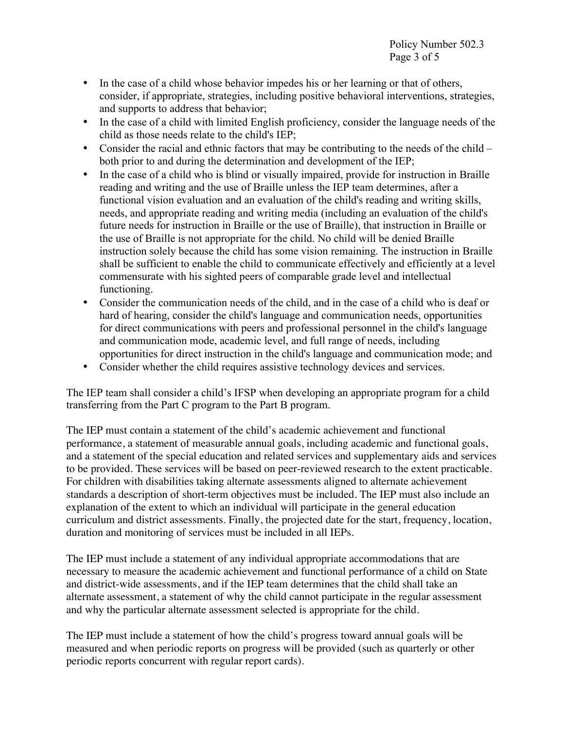- In the case of a child whose behavior impedes his or her learning or that of others, consider, if appropriate, strategies, including positive behavioral interventions, strategies, and supports to address that behavior;
- In the case of a child with limited English proficiency, consider the language needs of the child as those needs relate to the child's IEP;
- Consider the racial and ethnic factors that may be contributing to the needs of the child – both prior to and during the determination and development of the IEP;
- In the case of a child who is blind or visually impaired, provide for instruction in Braille reading and writing and the use of Braille unless the IEP team determines, after a functional vision evaluation and an evaluation of the child's reading and writing skills, needs, and appropriate reading and writing media (including an evaluation of the child's future needs for instruction in Braille or the use of Braille), that instruction in Braille or the use of Braille is not appropriate for the child. No child will be denied Braille instruction solely because the child has some vision remaining. The instruction in Braille shall be sufficient to enable the child to communicate effectively and efficiently at a level commensurate with his sighted peers of comparable grade level and intellectual functioning.
- Consider the communication needs of the child, and in the case of a child who is deaf or hard of hearing, consider the child's language and communication needs, opportunities for direct communications with peers and professional personnel in the child's language and communication mode, academic level, and full range of needs, including opportunities for direct instruction in the child's language and communication mode; and
- Consider whether the child requires assistive technology devices and services.

The IEP team shall consider a child's IFSP when developing an appropriate program for a child transferring from the Part C program to the Part B program.

The IEP must contain a statement of the child's academic achievement and functional performance, a statement of measurable annual goals, including academic and functional goals, and a statement of the special education and related services and supplementary aids and services to be provided. These services will be based on peer-reviewed research to the extent practicable. For children with disabilities taking alternate assessments aligned to alternate achievement standards a description of short-term objectives must be included. The IEP must also include an explanation of the extent to which an individual will participate in the general education curriculum and district assessments. Finally, the projected date for the start, frequency, location, duration and monitoring of services must be included in all IEPs.

The IEP must include a statement of any individual appropriate accommodations that are necessary to measure the academic achievement and functional performance of a child on State and district-wide assessments, and if the IEP team determines that the child shall take an alternate assessment, a statement of why the child cannot participate in the regular assessment and why the particular alternate assessment selected is appropriate for the child.

The IEP must include a statement of how the child's progress toward annual goals will be measured and when periodic reports on progress will be provided (such as quarterly or other periodic reports concurrent with regular report cards).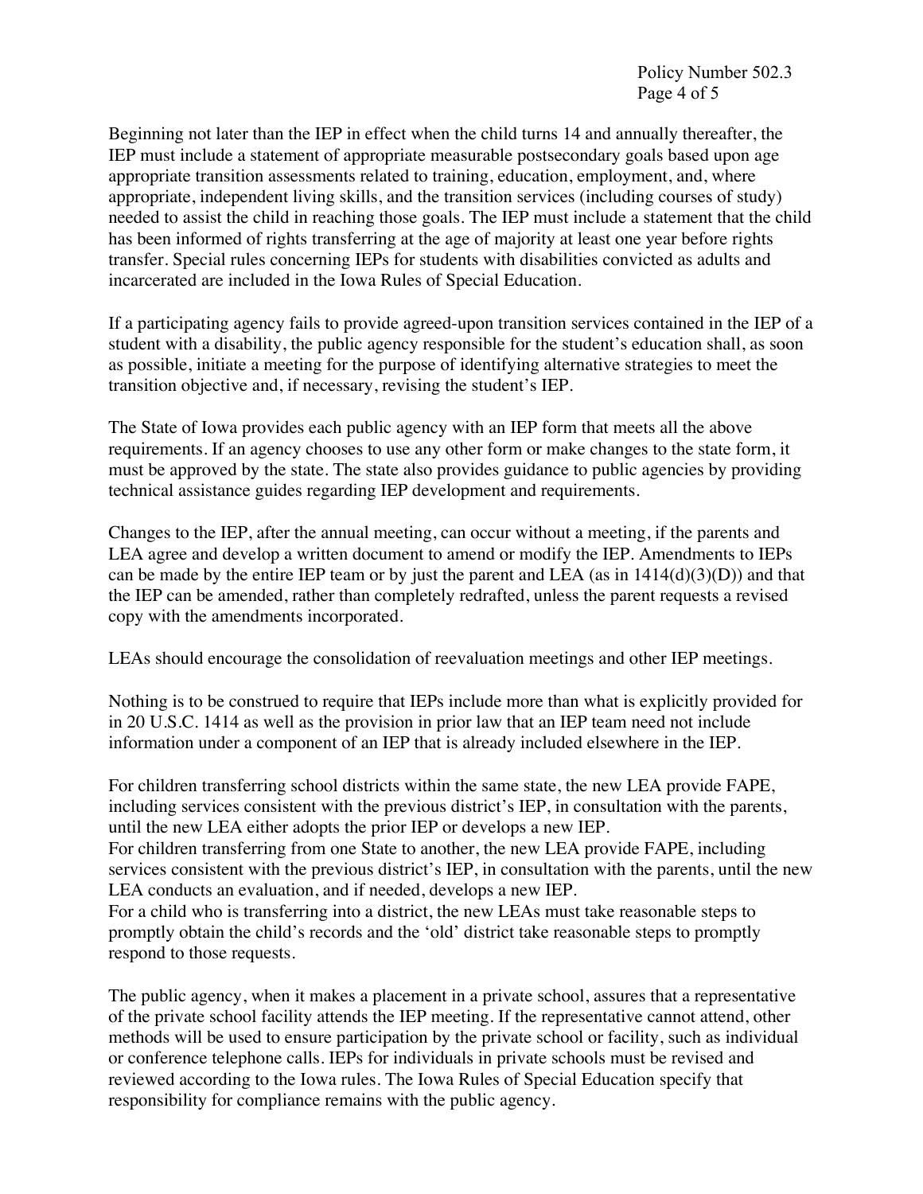Beginning not later than the IEP in effect when the child turns 14 and annually thereafter, the IEP must include a statement of appropriate measurable postsecondary goals based upon age appropriate transition assessments related to training, education, employment, and, where appropriate, independent living skills, and the transition services (including courses of study) needed to assist the child in reaching those goals. The IEP must include a statement that the child has been informed of rights transferring at the age of majority at least one year before rights transfer. Special rules concerning IEPs for students with disabilities convicted as adults and incarcerated are included in the Iowa Rules of Special Education.

If a participating agency fails to provide agreed-upon transition services contained in the IEP of a student with a disability, the public agency responsible for the student's education shall, as soon as possible, initiate a meeting for the purpose of identifying alternative strategies to meet the transition objective and, if necessary, revising the student's IEP.

The State of Iowa provides each public agency with an IEP form that meets all the above requirements. If an agency chooses to use any other form or make changes to the state form, it must be approved by the state. The state also provides guidance to public agencies by providing technical assistance guides regarding IEP development and requirements.

Changes to the IEP, after the annual meeting, can occur without a meeting, if the parents and LEA agree and develop a written document to amend or modify the IEP. Amendments to IEPs can be made by the entire IEP team or by just the parent and LEA (as in 1414(d)(3)(D)) and that the IEP can be amended, rather than completely redrafted, unless the parent requests a revised copy with the amendments incorporated.

LEAs should encourage the consolidation of reevaluation meetings and other IEP meetings.

Nothing is to be construed to require that IEPs include more than what is explicitly provided for in 20 U.S.C. 1414 as well as the provision in prior law that an IEP team need not include information under a component of an IEP that is already included elsewhere in the IEP.

For children transferring school districts within the same state, the new LEA provide FAPE, including services consistent with the previous district's IEP, in consultation with the parents, until the new LEA either adopts the prior IEP or develops a new IEP.
For children transferring from one State to another, the new LEA provide FAPE, including services consistent with the previous district's IEP, in consultation with the parents, until the new LEA conducts an evaluation, and if needed, develops a new IEP.
For a child who is transferring into a district, the new LEAs must take reasonable steps to promptly obtain the child's records and the 'old' district take reasonable steps to promptly respond to those requests.

The public agency, when it makes a placement in a private school, assures that a representative of the private school facility attends the IEP meeting. If the representative cannot attend, other methods will be used to ensure participation by the private school or facility, such as individual or conference telephone calls. IEPs for individuals in private schools must be revised and reviewed according to the Iowa rules. The Iowa Rules of Special Education specify that responsibility for compliance remains with the public agency.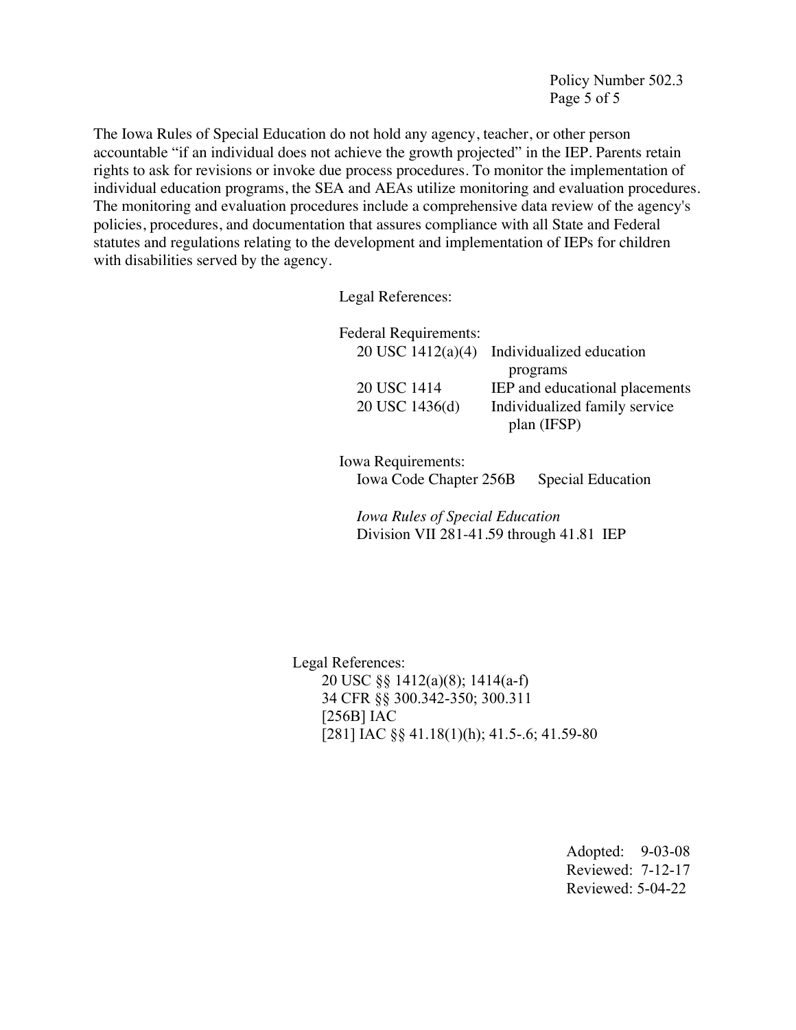The Iowa Rules of Special Education do not hold any agency, teacher, or other person accountable "if an individual does not achieve the growth projected" in the IEP. Parents retain rights to ask for revisions or invoke due process procedures. To monitor the implementation of individual education programs, the SEA and AEAs utilize monitoring and evaluation procedures. The monitoring and evaluation procedures include a comprehensive data review of the agency's policies, procedures, and documentation that assures compliance with all State and Federal statutes and regulations relating to the development and implementation of IEPs for children with disabilities served by the agency.

Legal References:

Federal Requirements:

| | |
|---|---|
| 20 USC 1412(a)(4) | Individualized education programs |
| 20 USC 1414 | IEP and educational placements |
| 20 USC 1436(d) | Individualized family service plan (IFSP) |

Iowa Requirements:

Iowa Code Chapter 256B    Special Education

*Iowa Rules of Special Education*
Division VII 281-41.59 through 41.81 IEP

Legal References:
20 USC §§ 1412(a)(8); 1414(a-f)
34 CFR §§ 300.342-350; 300.311
[256B] IAC
[281] IAC §§ 41.18(1)(h); 41.5-.6; 41.59-80

Adopted: 9-03-08
Reviewed: 7-12-17
Reviewed: 5-04-22